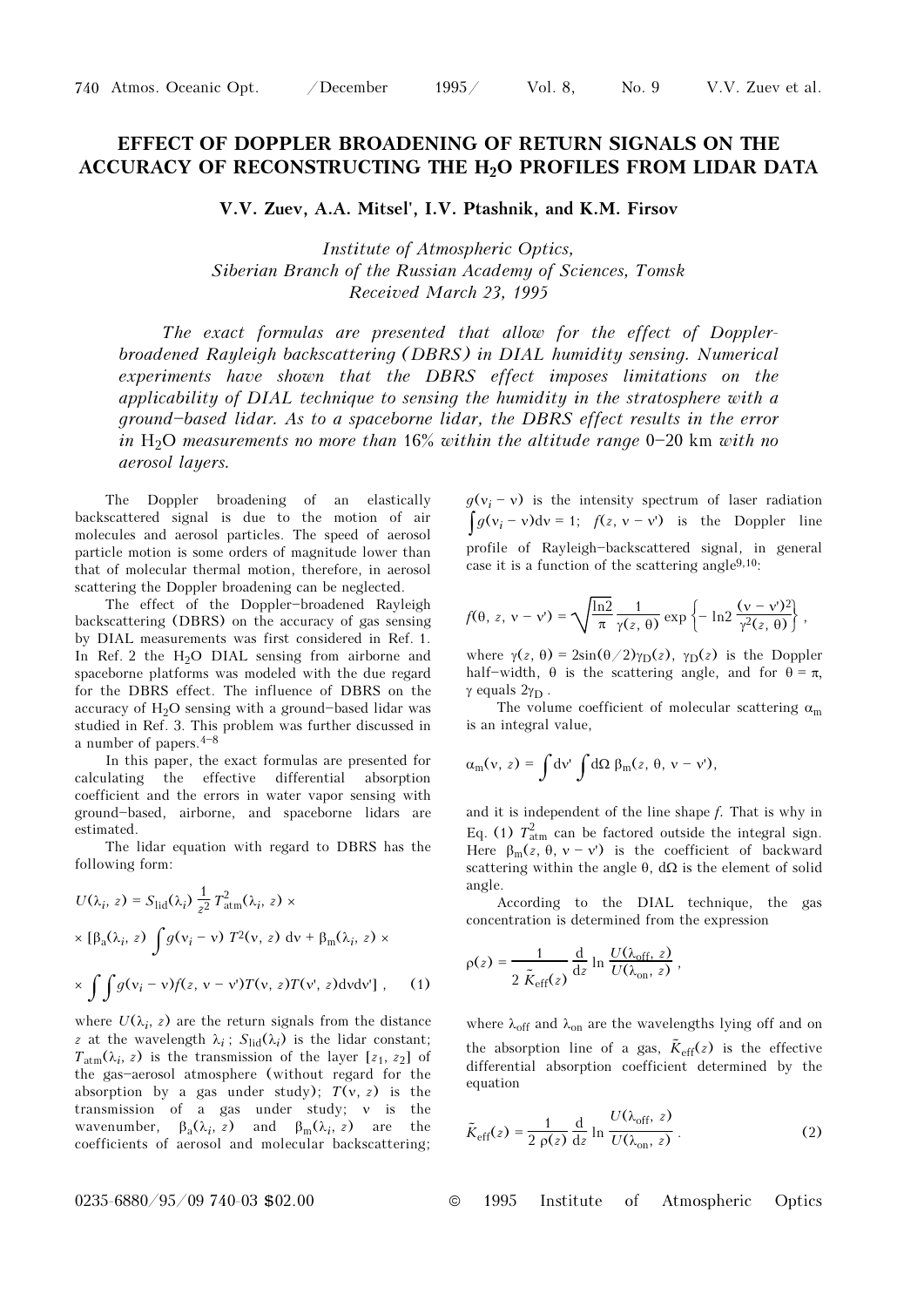# EFFECT OF DOPPLER BROADENING OF RETURN SIGNALS ON THE ACCURACY OF RECONSTRUCTING THE $H_2O$ PROFILES FROM LIDAR DATA

**V.V. Zuev, A.A. Mitsel', I.V. Ptashnik, and K.M. Firsov**

*Institute of Atmospheric Optics,*
*Siberian Branch of the Russian Academy of Sciences, Tomsk*
*Received March 23, 1995*

*The exact formulas are presented that allow for the effect of Doppler-broadened Rayleigh backscattering (DBRS) in DIAL humidity sensing. Numerical experiments have shown that the DBRS effect imposes limitations on the applicability of DIAL technique to sensing the humidity in the stratosphere with a ground-based lidar. As to a spaceborne lidar, the DBRS effect results in the error in $H_2O$ measurements no more than 16% within the altitude range 0–20 km with no aerosol layers.*

The Doppler broadening of an elastically backscattered signal is due to the motion of air molecules and aerosol particles. The speed of aerosol particle motion is some orders of magnitude lower than that of molecular thermal motion, therefore, in aerosol scattering the Doppler broadening can be neglected.

The effect of the Doppler-broadened Rayleigh backscattering (DBRS) on the accuracy of gas sensing by DIAL measurements was first considered in Ref. 1. In Ref. 2 the $H_2O$ DIAL sensing from airborne and spaceborne platforms was modeled with the due regard for the DBRS effect. The influence of DBRS on the accuracy of $H_2O$ sensing with a ground-based lidar was studied in Ref. 3. This problem was further discussed in a number of papers.[4–8]

In this paper, the exact formulas are presented for calculating the effective differential absorption coefficient and the errors in water vapor sensing with ground-based, airborne, and spaceborne lidars are estimated.

The lidar equation with regard to DBRS has the following form:

$$U(\lambda_i, z) = S_{\text{lid}}(\lambda_i) \frac{1}{z^2} T^2_{\text{atm}}(\lambda_i, z) \times$$
$$\times [\beta_a(\lambda_i, z) \int g(\nu_i - \nu)\, T^2(\nu, z)\, d\nu + \beta_m(\lambda_i, z) \times$$
$$\times \int\int g(\nu_i - \nu) f(z, \nu - \nu') T(\nu, z) T(\nu', z) d\nu d\nu'] , \quad (1)$$

where $U(\lambda_i, z)$ are the return signals from the distance $z$ at the wavelength $\lambda_i$; $S_{\text{lid}}(\lambda_i)$ is the lidar constant; $T_{\text{atm}}(\lambda_i, z)$ is the transmission of the layer $[z_1, z_2]$ of the gas–aerosol atmosphere (without regard for the absorption by a gas under study); $T(\nu, z)$ is the transmission of a gas under study; $\nu$ is the wavenumber, $\beta_a(\lambda_i, z)$ and $\beta_m(\lambda_i, z)$ are the coefficients of aerosol and molecular backscattering; $g(\nu_i - \nu)$ is the intensity spectrum of laser radiation $\int g(\nu_i - \nu) d\nu = 1$; $f(z, \nu - \nu')$ is the Doppler line profile of Rayleigh-backscattered signal, in general case it is a function of the scattering angle[9,10]:

$$f(\theta, z, \nu - \nu') = \sqrt{\frac{\ln 2}{\pi}} \frac{1}{\gamma(z, \theta)} \exp\left\{- \ln 2 \frac{(\nu - \nu')^2}{\gamma^2(z, \theta)}\right\},$$

where $\gamma(z, \theta) = 2\sin(\theta/2)\gamma_D(z)$, $\gamma_D(z)$ is the Doppler half-width, $\theta$ is the scattering angle, and for $\theta = \pi$, $\gamma$ equals $2\gamma_D$.

The volume coefficient of molecular scattering $\alpha_m$ is an integral value,

$$\alpha_m(\nu, z) = \int d\nu' \int d\Omega\, \beta_m(z, \theta, \nu - \nu'),$$

and it is independent of the line shape $f$. That is why in Eq. (1) $T^2_{\text{atm}}$ can be factored outside the integral sign. Here $\beta_m(z, \theta, \nu - \nu')$ is the coefficient of backward scattering within the angle $\theta$, $d\Omega$ is the element of solid angle.

According to the DIAL technique, the gas concentration is determined from the expression

$$\rho(z) = \frac{1}{2\, \tilde{K}_{\text{eff}}(z)} \frac{d}{dz} \ln \frac{U(\lambda_{\text{off}}, z)}{U(\lambda_{\text{on}}, z)} ,$$

where $\lambda_{\text{off}}$ and $\lambda_{\text{on}}$ are the wavelengths lying off and on the absorption line of a gas, $\tilde{K}_{\text{eff}}(z)$ is the effective differential absorption coefficient determined by the equation

$$\tilde{K}_{\text{eff}}(z) = \frac{1}{2\,\rho(z)} \frac{d}{dz} \ln \frac{U(\lambda_{\text{off}}, z)}{U(\lambda_{\text{on}}, z)} . \quad (2)$$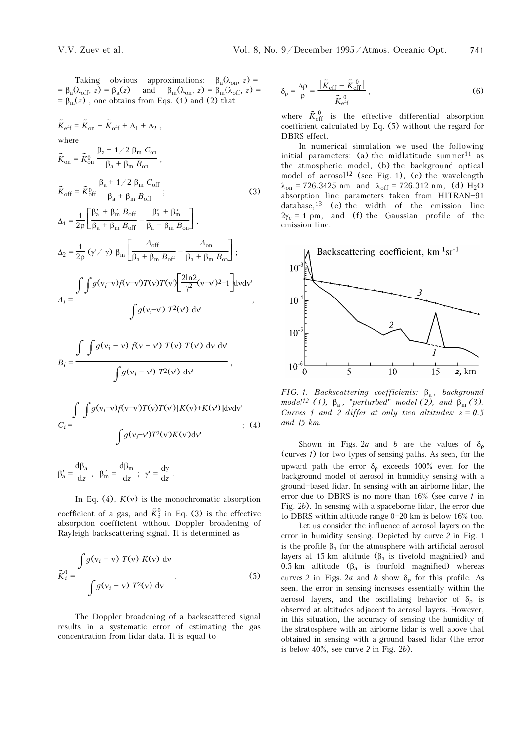Taking obvious approximations: $\beta_a(\lambda_{on}, z) = \beta_a(\lambda_{off}, z) = \beta_a(z)$ and $\beta_m(\lambda_{on}, z) = \beta_m(\lambda_{off}, z) = \beta_m(z)$, one obtains from Eqs. (1) and (2) that

$$\tilde{K}_{eff} = \tilde{K}_{on} - \tilde{K}_{off} + \Delta_1 + \Delta_2 ,$$

where

$$\tilde{K}_{on} = \tilde{K}^0_{on} \frac{\beta_a + 1/2\,\beta_m\, C_{on}}{\beta_a + \beta_m\, B_{on}} ,$$

$$\tilde{K}_{off} = \tilde{K}^0_{off} \frac{\beta_a + 1/2\,\beta_m\, C_{off}}{\beta_a + \beta_m\, B_{off}} ; \quad (3)$$

$$\Delta_1 = \frac{1}{2\rho}\left[\frac{\beta'_a + \beta'_m\, B_{off}}{\beta_a + \beta_m\, B_{off}} - \frac{\beta'_a + \beta'_m}{\beta_a + \beta_m\, B_{on}}\right],$$

$$\Delta_2 = \frac{1}{2\rho}\,(\gamma'/\gamma)\,\beta_m \left[\frac{A_{off}}{\beta_a + \beta_m\, B_{off}} - \frac{A_{on}}{\beta_a + \beta_m\, B_{on}}\right];$$

$$A_i = \frac{\displaystyle\int\!\!\int g(\nu_i - \nu) f(\nu - \nu') T(\nu) T(\nu') \left[\frac{2\ln 2}{\gamma^2}(\nu - \nu')^2 - 1\right] d\nu\, d\nu'}{\displaystyle\int g(\nu_i - \nu')\, T^2(\nu')\, d\nu'},$$

$$B_i = \frac{\displaystyle\int\!\!\int g(\nu_i - \nu)\, f(\nu - \nu')\, T(\nu)\, T(\nu')\, d\nu\, d\nu'}{\displaystyle\int g(\nu_i - \nu')\, T^2(\nu')\, d\nu'},$$

$$C_i = \frac{\displaystyle\int\!\!\int g(\nu_i - \nu) f(\nu - \nu') T(\nu) T(\nu') [K(\nu) + K(\nu')]\, d\nu\, d\nu'}{\displaystyle\int g(\nu_i - \nu')\, T^2(\nu')\, K(\nu')\, d\nu'} ; \quad (4)$$

$$\beta'_a = \frac{d\beta_a}{dz} , \quad \beta'_m = \frac{d\beta_m}{dz} ; \quad \gamma' = \frac{d\gamma}{dz} .$$

In Eq. (4), $K(\nu)$ is the monochromatic absorption coefficient of a gas, and $\tilde{K}^0_i$ in Eq. (3) is the effective absorption coefficient without Doppler broadening of Rayleigh backscattering signal. It is determined as

$$\tilde{K}^0_i = \frac{\displaystyle\int g(\nu_i - \nu)\, T(\nu)\, K(\nu)\, d\nu}{\displaystyle\int g(\nu_i - \nu)\, T^2(\nu)\, d\nu} . \quad (5)$$

The Doppler broadening of a backscattered signal results in a systematic error of estimating the gas concentration from lidar data. It is equal to

$$\delta_\rho = \frac{\Delta\rho}{\rho} = \frac{|\tilde{K}_{eff} - \tilde{K}^0_{eff}|}{\tilde{K}^0_{eff}} , \quad (6)$$

where $\tilde{K}^0_{eff}$ is the effective differential absorption coefficient calculated by Eq. (5) without the regard for DBRS effect.

In numerical simulation we used the following initial parameters: (a) the midlatitude summer[11] as the atmospheric model, (b) the background optical model of aerosol[12] (see Fig. 1), (c) the wavelength $\lambda_{on} = 726.3425$ nm and $\lambda_{off} = 726.312$ nm, (d) $H_2O$ absorption line parameters taken from HITRAN–91 database,[13] (e) the width of the emission line $2\gamma_e = 1$ pm, and (f) the Gaussian profile of the emission line.

*FIG. 1. Backscattering coefficients: $\beta_a$, background model[12] (1), $\beta_a$, "perturbed" model (2), and $\beta_m$ (3). Curves 1 and 2 differ at only two altitudes: z = 0.5 and 15 km.*

Shown in Figs. 2*a* and *b* are the values of $\delta_\rho$ (curves *1*) for two types of sensing paths. As seen, for the upward path the error $\delta_\rho$ exceeds 100% even for the background model of aerosol in humidity sensing with a ground–based lidar. In sensing with an airborne lidar, the error due to DBRS is no more than 16% (see curve *1* in Fig. 2*b*). In sensing with a spaceborne lidar, the error due to DBRS within altitude range 0–20 km is below 16% too.

Let us consider the influence of aerosol layers on the error in humidity sensing. Depicted by curve *2* in Fig. 1 is the profile $\beta_a$ for the atmosphere with artificial aerosol layers at 15 km altitude ($\beta_a$ is fivefold magnified) and 0.5 km altitude ($\beta_a$ is fourfold magnified) whereas curves *2* in Figs. 2*a* and *b* show $\delta_\rho$ for this profile. As seen, the error in sensing increases essentially within the aerosol layers, and the oscillating behavior of $\delta_\rho$ is observed at altitudes adjacent to aerosol layers. However, in this situation, the accuracy of sensing the humidity of the stratosphere with an airborne lidar is well above that obtained in sensing with a ground based lidar (the error is below 40%, see curve *2* in Fig. 2*b*).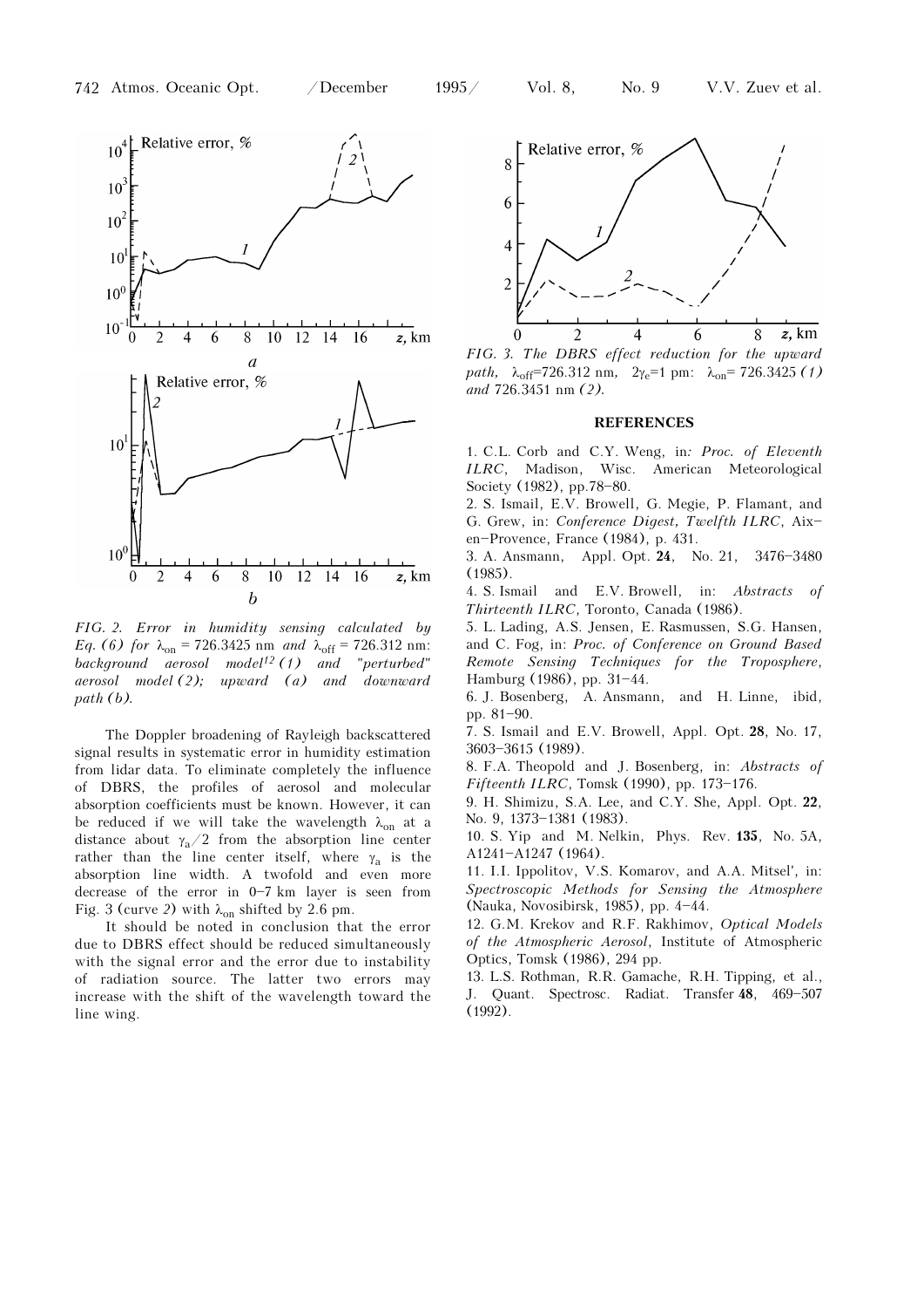Relative error, %

$10^4$

$10^3$

$10^2$

$10^1$

$10^0$

$10^{-1}$

2

1

0 2 4 6 8 10 12 14 16 *z*, km

*a*

Relative error, %

2

$10^1$

1

$10^0$

0 2 4 6 8 10 12 14 16 *z*, km

*b*

*FIG. 2. Error in humidity sensing calculated by Eq. (6) for $\lambda_{on}$ = 726.3425 nm and $\lambda_{off}$ = 726.312 nm: background aerosol model[12] (1) and "perturbed" aerosol model (2); upward (a) and downward path (b).*

The Doppler broadening of Rayleigh backscattered signal results in systematic error in humidity estimation from lidar data. To eliminate completely the influence of DBRS, the profiles of aerosol and molecular absorption coefficients must be known. However, it can be reduced if we will take the wavelength $\lambda_{on}$ at a distance about $\gamma_a/2$ from the absorption line center rather than the line center itself, where $\gamma_a$ is the absorption line width. A twofold and even more decrease of the error in 0–7 km layer is seen from Fig. 3 (curve *2*) with $\lambda_{on}$ shifted by 2.6 pm.

It should be noted in conclusion that the error due to DBRS effect should be reduced simultaneously with the signal error and the error due to instability of radiation source. The latter two errors may increase with the shift of the wavelength toward the line wing.

Relative error, %

8

6

4

2

1

2

0 2 4 6 8 *z*, km

*FIG. 3. The DBRS effect reduction for the upward path, $\lambda_{off}$=726.312 nm, $2\gamma_e$=1 pm: $\lambda_{on}$= 726.3425 (1) and 726.3451 nm (2).*

## REFERENCES

1. C.L. Corb and C.Y. Weng, in: *Proc. of Eleventh ILRC*, Madison, Wisc. American Meteorological Society (1982), pp.78–80.
2. S. Ismail, E.V. Browell, G. Megie, P. Flamant, and G. Grew, in: *Conference Digest, Twelfth ILRC*, Aix-en-Provence, France (1984), p. 431.
3. A. Ansmann, Appl. Opt. **24**, No. 21, 3476–3480 (1985).
4. S. Ismail and E.V. Browell, in: *Abstracts of Thirteenth ILRC*, Toronto, Canada (1986).
5. L. Lading, A.S. Jensen, E. Rasmussen, S.G. Hansen, and C. Fog, in: *Proc. of Conference on Ground Based Remote Sensing Techniques for the Troposphere*, Hamburg (1986), pp. 31–44.
6. J. Bosenberg, A. Ansmann, and H. Linne, ibid, pp. 81–90.
7. S. Ismail and E.V. Browell, Appl. Opt. **28**, No. 17, 3603–3615 (1989).
8. F.A. Theopold and J. Bosenberg, in: *Abstracts of Fifteenth ILRC*, Tomsk (1990), pp. 173–176.
9. H. Shimizu, S.A. Lee, and C.Y. She, Appl. Opt. **22**, No. 9, 1373–1381 (1983).
10. S. Yip and M. Nelkin, Phys. Rev. **135**, No. 5A, A1241–A1247 (1964).
11. I.I. Ippolitov, V.S. Komarov, and A.A. Mitsel', in: *Spectroscopic Methods for Sensing the Atmosphere* (Nauka, Novosibirsk, 1985), pp. 4–44.
12. G.M. Krekov and R.F. Rakhimov, *Optical Models of the Atmospheric Aerosol*, Institute of Atmospheric Optics, Tomsk (1986), 294 pp.
13. L.S. Rothman, R.R. Gamache, R.H. Tipping, et al., J. Quant. Spectrosc. Radiat. Transfer **48**, 469–507 (1992).